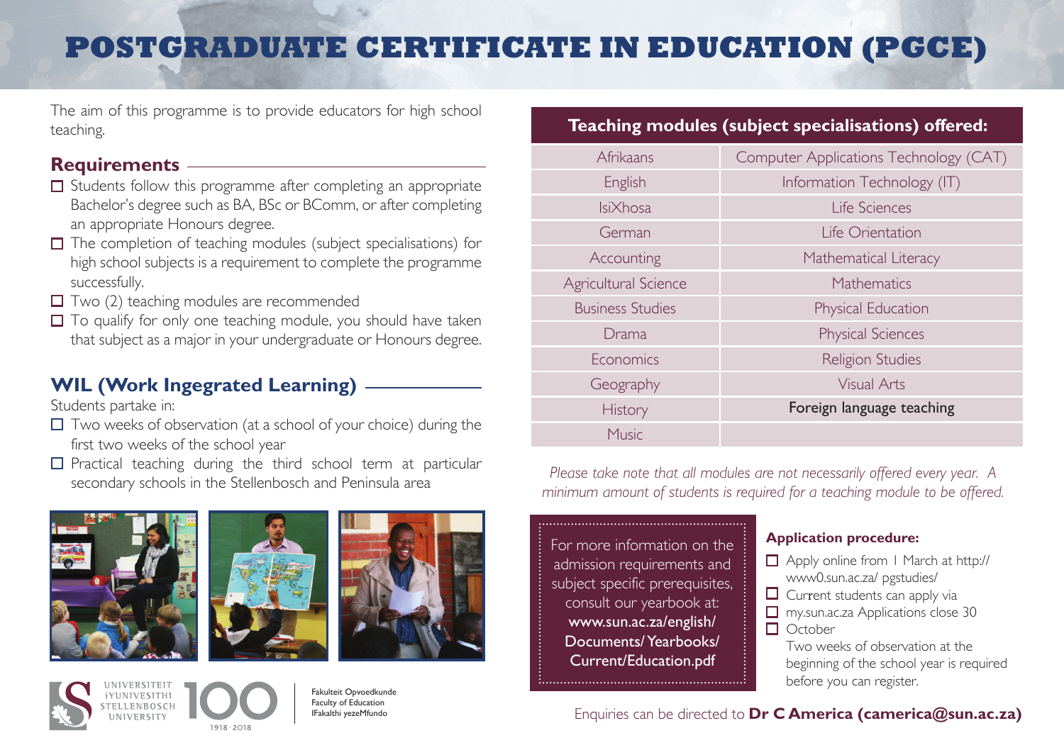# POSTGRADUATE CERTIFICATE IN EDUCATION (PGCE)

The aim of this programme is to provide educators for high school teaching.

## Requirements

- Students follow this programme after completing an appropriate Bachelor's degree such as BA, BSc or BComm, or after completing an appropriate Honours degree.
- The completion of teaching modules (subject specialisations) for high school subjects is a requirement to complete the programme successfully.
- Two (2) teaching modules are recommended
- To qualify for only one teaching module, you should have taken that subject as a major in your undergraduate or Honours degree.

## WIL (Work Ingegrated Learning)

Students partake in:

- Two weeks of observation (at a school of your choice) during the first two weeks of the school year
- Practical teaching during the third school term at particular secondary schools in the Stellenbosch and Peninsula area

## Teaching modules (subject specialisations) offered:

| | |
|---|---|
| Afrikaans | Computer Applications Technology (CAT) |
| English | Information Technology (IT) |
| IsiXhosa | Life Sciences |
| German | Life Orientation |
| Accounting | Mathematical Literacy |
| Agricultural Science | Mathematics |
| Business Studies | Physical Education |
| Drama | Physical Sciences |
| Economics | Religion Studies |
| Geography | Visual Arts |
| History | Foreign language teaching |
| Music | |

*Please take note that all modules are not necessarily offered every year. A minimum amount of students is required for a teaching module to be offered.*

For more information on the admission requirements and subject specific prerequisites, consult our yearbook at: **www.sun.ac.za/english/Documents/Yearbooks/Current/Education.pdf**

### Application procedure:

- Apply online from 1 March at http://www0.sun.ac.za/ pgstudies/
- Current students can apply via
- my.sun.ac.za Applications close 30
- October

  Two weeks of observation at the beginning of the school year is required before you can register.

Enquiries can be directed to **Dr C America (camerica@sun.ac.za)**

Universiteit iYunivesithi Stellenbosch University 100 1918 · 2018

Fakulteit Opvoedkunde
Faculty of Education
IFakalthi yezeMfundo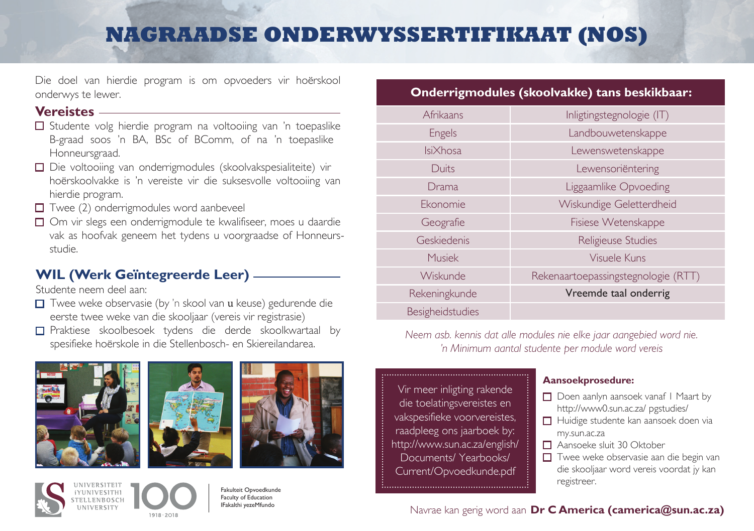# NAGRAADSE ONDERWYSSERTIFIKAAT (NOS)

Die doel van hierdie program is om opvoeders vir hoërskool onderwys te lewer.

## Vereistes

- Studente volg hierdie program na voltooiing van 'n toepaslike B-graad soos 'n BA, BSc of BComm, of na 'n toepaslike Honneursgraad.
- Die voltooiing van onderrigmodules (skoolvakspesialiteite) vir hoërskoolvakke is 'n vereiste vir die suksesvolle voltooiing van hierdie program.
- Twee (2) onderrigmodules word aanbeveel
- Om vir slegs een onderrigmodule te kwalifiseer, moes u daardie vak as hoofvak geneem het tydens u voorgraadse of Honneurs-studie.

## WIL (Werk Geïntegreerde Leer)

Studente neem deel aan:

- Twee weke observasie (by 'n skool van u keuse) gedurende die eerste twee weke van die skooljaar (vereis vir registrasie)
- Praktiese skoolbesoek tydens die derde skoolkwartaal by spesifieke hoërskole in die Stellenbosch- en Skiereilandarea.

| Onderrigmodules (skoolvakke) tans beskikbaar: | |
|---|---|
| Afrikaans | Inligtingstegnologie (IT) |
| Engels | Landbouwetenskappe |
| IsiXhosa | Lewenswetenskappe |
| Duits | Lewensoriëntering |
| Drama | Liggaamlike Opvoeding |
| Ekonomie | Wiskundige Geletterdheid |
| Geografie | Fisiese Wetenskappe |
| Geskiedenis | Religieuse Studies |
| Musiek | Visuele Kuns |
| Wiskunde | Rekenaartoepassingstegnologie (RTT) |
| Rekeningkunde | **Vreemde taal onderrig** |
| Besigheidstudies | |

*Neem asb. kennis dat alle modules nie elke jaar aangebied word nie. 'n Minimum aantal studente per module word vereis*

Vir meer inligting rakende die toelatingsvereistes en vakspesifieke voorvereistes, raadpleeg ons jaarboek by: http://www.sun.ac.za/english/Documents/ Yearbooks/ Current/Opvoedkunde.pdf

**Aansoekprosedure:**

- Doen aanlyn aansoek vanaf 1 Maart by http://www0.sun.ac.za/ pgstudies/
- Huidige studente kan aansoek doen via my.sun.ac.za
- Aansoeke sluit 30 Oktober
- Twee weke observasie aan die begin van die skooljaar word vereis voordat jy kan registreer.

Universiteit iYunivesithi Stellenbosch University

100 1918 · 2018

Fakulteit Opvoedkunde
Faculty of Education
IFakalthi yezeMfundo

Navrae kan gerig word aan **Dr C America (camerica@sun.ac.za)**